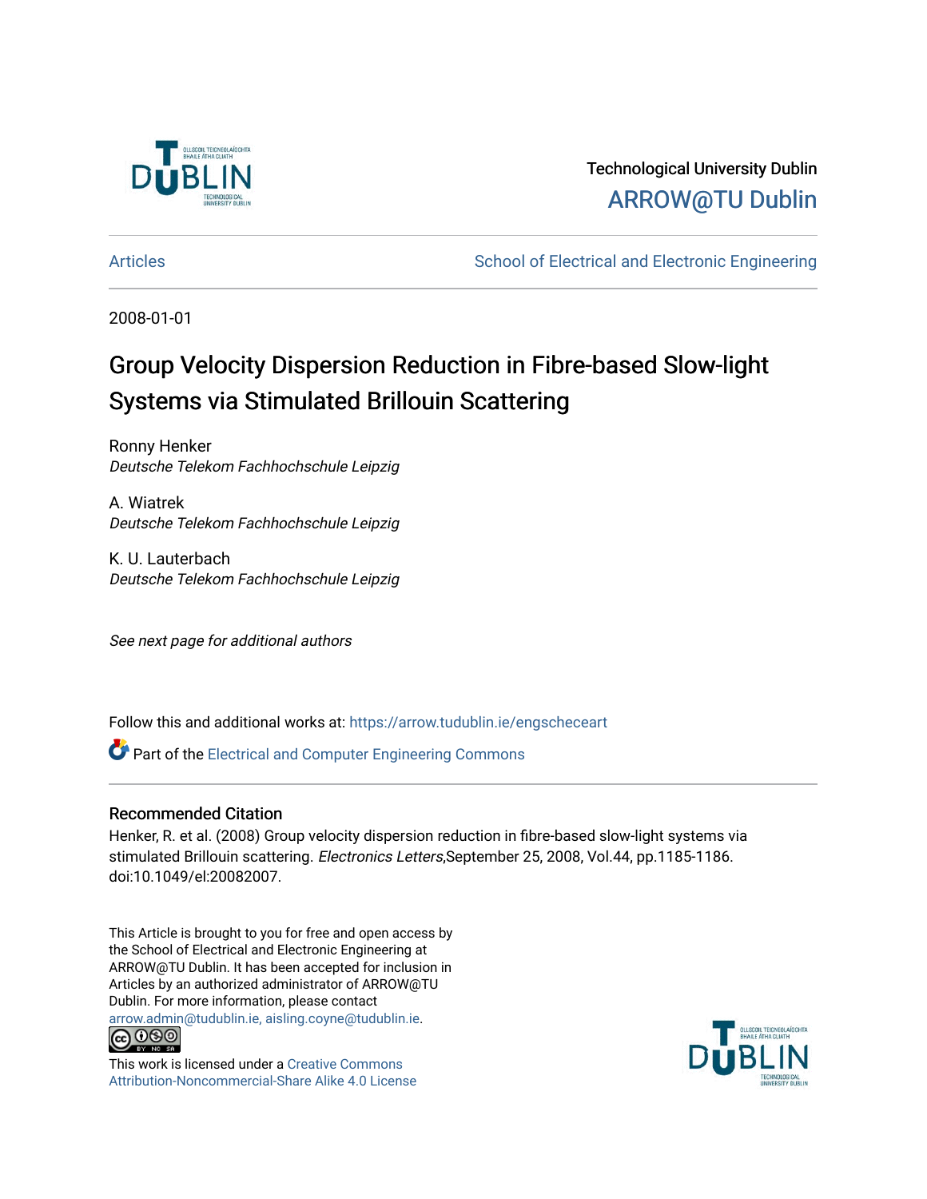Technological University Dublin

ARROW@TU Dublin

Articles | School of Electrical and Electronic Engineering

2008-01-01

# Group Velocity Dispersion Reduction in Fibre-based Slow-light Systems via Stimulated Brillouin Scattering

Ronny Henker
*Deutsche Telekom Fachhochschule Leipzig*

A. Wiatrek
*Deutsche Telekom Fachhochschule Leipzig*

K. U. Lauterbach
*Deutsche Telekom Fachhochschule Leipzig*

*See next page for additional authors*

Follow this and additional works at: https://arrow.tudublin.ie/engscheceart

Part of the Electrical and Computer Engineering Commons

## Recommended Citation

Henker, R. et al. (2008) Group velocity dispersion reduction in fibre-based slow-light systems via stimulated Brillouin scattering. *Electronics Letters*,September 25, 2008, Vol.44, pp.1185-1186. doi:10.1049/el:20082007.

This Article is brought to you for free and open access by the School of Electrical and Electronic Engineering at ARROW@TU Dublin. It has been accepted for inclusion in Articles by an authorized administrator of ARROW@TU Dublin. For more information, please contact arrow.admin@tudublin.ie, aisling.coyne@tudublin.ie.

This work is licensed under a Creative Commons Attribution-Noncommercial-Share Alike 4.0 License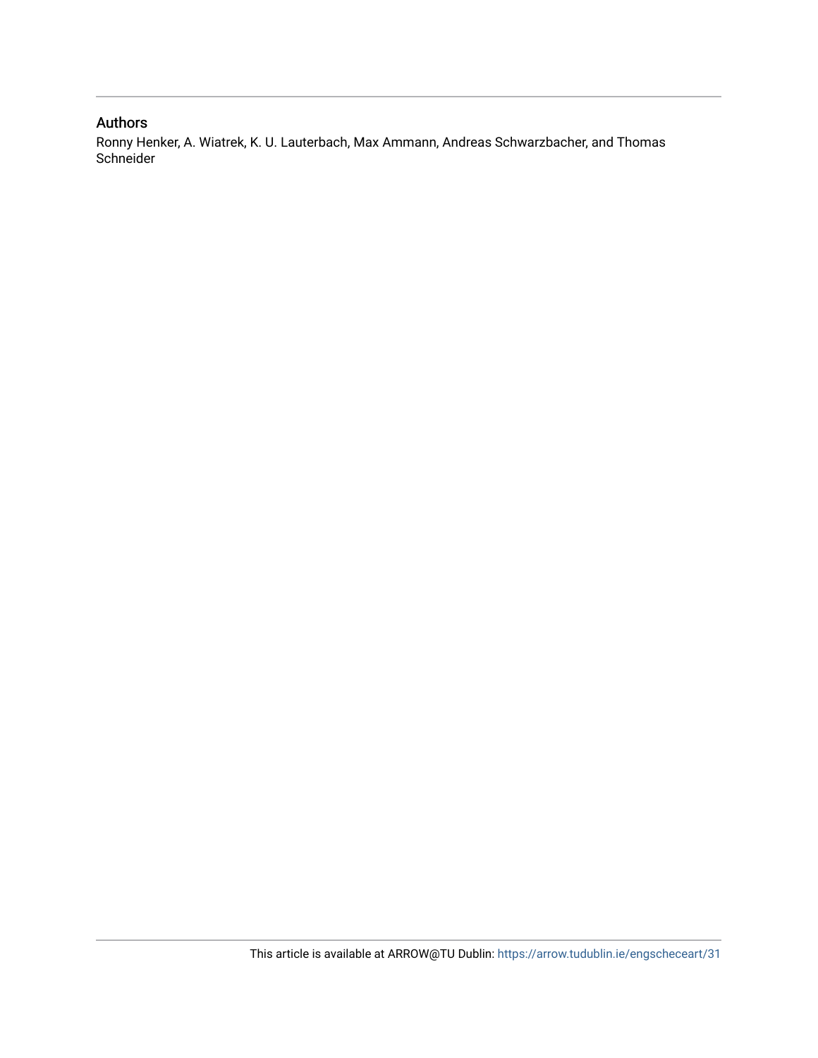## Authors

Ronny Henker, A. Wiatrek, K. U. Lauterbach, Max Ammann, Andreas Schwarzbacher, and Thomas Schneider

This article is available at ARROW@TU Dublin: https://arrow.tudublin.ie/engscheceart/31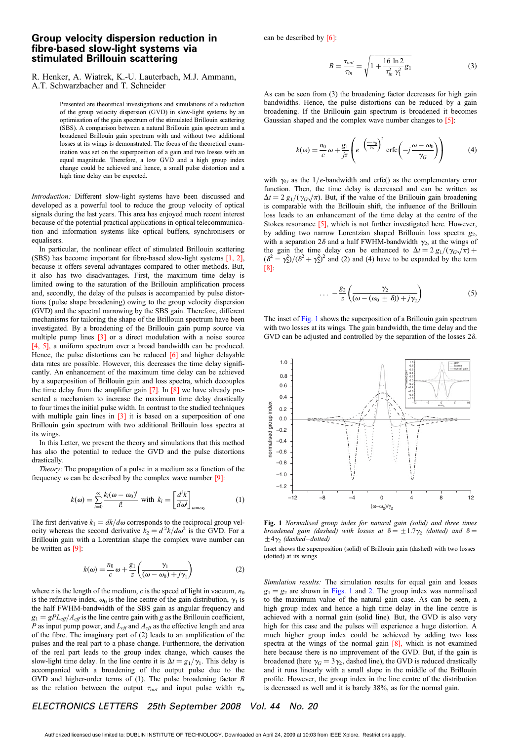# Group velocity dispersion reduction in fibre-based slow-light systems via stimulated Brillouin scattering

R. Henker, A. Wiatrek, K.-U. Lauterbach, M.J. Ammann, A.T. Schwarzbacher and T. Schneider

> Presented are theoretical investigations and simulations of a reduction of the group velocity dispersion (GVD) in slow-light systems by an optimisation of the gain spectrum of the stimulated Brillouin scattering (SBS). A comparison between a natural Brillouin gain spectrum and a broadened Brillouin gain spectrum with and without two additional losses at its wings is demonstrated. The focus of the theoretical examination was set on the superposition of a gain and two losses with an equal magnitude. Therefore, a low GVD and a high group index change could be achieved and hence, a small pulse distortion and a high time delay can be expected.

*Introduction:* Different slow-light systems have been discussed and developed as a powerful tool to reduce the group velocity of optical signals during the last years. This area has enjoyed much recent interest because of the potential practical applications in optical telecommunication and information systems like optical buffers, synchronisers or equalisers.

In particular, the nonlinear effect of stimulated Brillouin scattering (SBS) has become important for fibre-based slow-light systems [1, 2], because it offers several advantages compared to other methods. But, it also has two disadvantages. First, the maximum time delay is limited owing to the saturation of the Brillouin amplification process and, secondly, the delay of the pulses is accompanied by pulse distortions (pulse shape broadening) owing to the group velocity dispersion (GVD) and the spectral narrowing by the SBS gain. Therefore, different mechanisms for tailoring the shape of the Brillouin spectrum have been investigated. By a broadening of the Brillouin gain pump source via multiple pump lines [3] or a direct modulation with a noise source [4, 5], a uniform spectrum over a broad bandwidth can be produced. Hence, the pulse distortions can be reduced [6] and higher delayable data rates are possible. However, this decreases the time delay significantly. An enhancement of the maximum time delay can be achieved by a superposition of Brillouin gain and loss spectra, which decouples the time delay from the amplifier gain [7]. In [8] we have already presented a mechanism to increase the maximum time delay drastically to four times the initial pulse width. In contrast to the studied techniques with multiple gain lines in [3] it is based on a superposition of one Brillouin gain spectrum with two additional Brillouin loss spectra at its wings.

In this Letter, we present the theory and simulations that this method has also the potential to reduce the GVD and the pulse distortions drastically.

*Theory*: The propagation of a pulse in a medium as a function of the frequency $\omega$ can be described by the complex wave number [9]:

$$k(\omega) = \sum_{i=0}^{\infty} \frac{k_i(\omega - \omega_0)^i}{i!} \quad \text{with} \quad k_i = \left[\frac{d^i k}{d\omega^i}\right]_{\omega=\omega_0} \tag{1}$$

The first derivative $k_1 = dk/d\omega$ corresponds to the reciprocal group velocity whereas the second derivative $k_2 = d^2k/d\omega^2$ is the GVD. For a Brillouin gain with a Lorentzian shape the complex wave number can be written as [9]:

$$k(\omega) = \frac{n_0}{c}\omega + \frac{g_1}{z}\left(\frac{\gamma_1}{(\omega - \omega_0) + j\gamma_1}\right) \tag{2}$$

where $z$ is the length of the medium, $c$ is the speed of light in vacuum, $n_0$ is the refractive index, $\omega_0$ is the line centre of the gain distribution, $\gamma_1$ is the half FWHM-bandwidth of the SBS gain as angular frequency and $g_1 = gPL_{eff}/A_{eff}$ is the line centre gain with $g$ as the Brillouin coefficient, $P$ as input pump power, and $L_{eff}$ and $A_{eff}$ as the effective length and area of the fibre. The imaginary part of (2) leads to an amplification of the pulses and the real part to a phase change. Furthermore, the derivation of the real part leads to the group index change, which causes the slow-light time delay. In the line centre it is $\Delta t = g_1/\gamma_1$. This delay is accompanied with a broadening of the output pulse due to the GVD and higher-order terms of (1). The pulse broadening factor $B$ as the relation between the output $\tau_{out}$ and input pulse width $\tau_{in}$ can be described by [6]:

$$B = \frac{\tau_{out}}{\tau_{in}} = \sqrt{1 + \frac{16\ \ln 2}{\tau_{in}^2\ \gamma_1^2} g_1} \tag{3}$$

As can be seen from (3) the broadening factor decreases for high gain bandwidths. Hence, the pulse distortions can be reduced by a gain broadening. If the Brillouin gain spectrum is broadened it becomes Gaussian shaped and the complex wave number changes to [5]:

$$k(\omega) = \frac{n_0}{c}\omega + \frac{g_1}{jz}\left(e^{-\left(\frac{\omega-\omega_0}{\gamma_G}\right)^2} \operatorname{erfc}\left(-j\frac{\omega - \omega_0}{\gamma_G}\right)\right) \tag{4}$$

with $\gamma_G$ as the $1/e$-bandwidth and erfc() as the complementary error function. Then, the time delay is decreased and can be written as $\Delta t = 2\,g_1/(\gamma_G\sqrt{\pi})$. But, if the value of the Brillouin gain broadening is comparable with the Brillouin shift, the influence of the Brillouin loss leads to an enhancement of the time delay at the centre of the Stokes resonance [5], which is not further investigated here. However, by adding two narrow Lorentzian shaped Brillouin loss spectra $g_2$, with a separation $2\delta$ and a half FWHM-bandwidth $\gamma_2$, at the wings of the gain the time delay can be enhanced to $\Delta t = 2\,g_1/(\gamma_G\sqrt{\pi}) + (\delta^2 - \gamma_2^2)/(\delta^2 + \gamma_2^2)^2$ and (2) and (4) have to be expanded by the term [8]:

$$\ldots - \frac{g_2}{z}\left(\frac{\gamma_2}{(\omega - (\omega_0 \pm \delta)) + j\gamma_2}\right) \tag{5}$$

The inset of Fig. 1 shows the superposition of a Brillouin gain spectrum with two losses at its wings. The gain bandwidth, the time delay and the GVD can be adjusted and controlled by the separation of the losses $2\delta$.

**Fig. 1** *Normalised group index for natural gain (solid) and three times broadened gain (dashed) with losses at $\delta = \pm 1.7\gamma_2$ (dotted) and $\delta = \pm 4\gamma_2$ (dashed–dotted)*

Inset shows the superposition (solid) of Brillouin gain (dashed) with two losses (dotted) at its wings

*Simulation results:* The simulation results for equal gain and losses $g_1 = g_2$ are shown in Figs. 1 and 2. The group index was normalised to the maximum value of the natural gain case. As can be seen, a high group index and hence a high time delay in the line centre is achieved with a normal gain (solid line). But, the GVD is also very high for this case and the pulses will experience a huge distortion. A much higher group index could be achieved by adding two loss spectra at the wings of the normal gain [8], which is not examined here because there is no improvement of the GVD. But, if the gain is broadened (here $\gamma_G = 3\gamma_2$, dashed line), the GVD is reduced drastically and it runs linearly with a small slope in the middle of the Brillouin profile. However, the group index in the line centre of the distribution is decreased as well and it is barely 38%, as for the normal gain.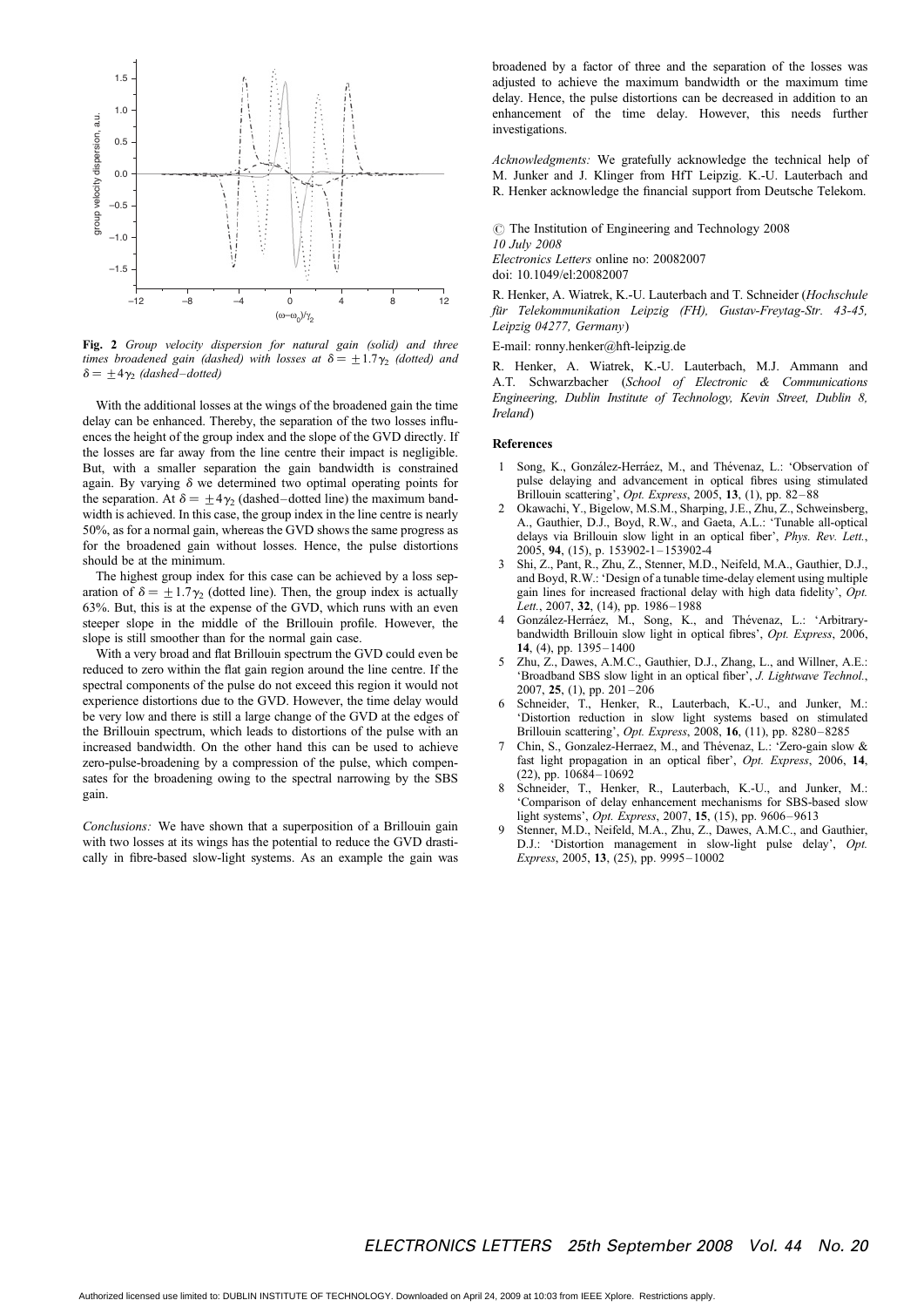1.5
1.0
0.5
0.0
−0.5
−1.0
−1.5
group velocity dispersion, a.u.
−12 −8 −4 0 4 8 12
$(\omega-\omega_0)/\gamma_2$

**Fig. 2** *Group velocity dispersion for natural gain (solid) and three times broadened gain (dashed) with losses at $\delta = \pm 1.7\gamma_2$ (dotted) and $\delta = \pm 4\gamma_2$ (dashed–dotted)*

With the additional losses at the wings of the broadened gain the time delay can be enhanced. Thereby, the separation of the two losses influences the height of the group index and the slope of the GVD directly. If the losses are far away from the line centre their impact is negligible. But, with a smaller separation the gain bandwidth is constrained again. By varying $\delta$ we determined two optimal operating points for the separation. At $\delta = \pm 4\gamma_2$ (dashed–dotted line) the maximum bandwidth is achieved. In this case, the group index in the line centre is nearly 50%, as for a normal gain, whereas the GVD shows the same progress as for the broadened gain without losses. Hence, the pulse distortions should be at the minimum.

The highest group index for this case can be achieved by a loss separation of $\delta = \pm 1.7\gamma_2$ (dotted line). Then, the group index is actually 63%. But, this is at the expense of the GVD, which runs with an even steeper slope in the middle of the Brillouin profile. However, the slope is still smoother than for the normal gain case.

With a very broad and flat Brillouin spectrum the GVD could even be reduced to zero within the flat gain region around the line centre. If the spectral components of the pulse do not exceed this region it would not experience distortions due to the GVD. However, the time delay would be very low and there is still a large change of the GVD at the edges of the Brillouin spectrum, which leads to distortions of the pulse with an increased bandwidth. On the other hand this can be used to achieve zero-pulse-broadening by a compression of the pulse, which compensates for the broadening owing to the spectral narrowing by the SBS gain.

*Conclusions:* We have shown that a superposition of a Brillouin gain with two losses at its wings has the potential to reduce the GVD drastically in fibre-based slow-light systems. As an example the gain was broadened by a factor of three and the separation of the losses was adjusted to achieve the maximum bandwidth or the maximum time delay. Hence, the pulse distortions can be decreased in addition to an enhancement of the time delay. However, this needs further investigations.

*Acknowledgments:* We gratefully acknowledge the technical help of M. Junker and J. Klinger from HfT Leipzig. K.-U. Lauterbach and R. Henker acknowledge the financial support from Deutsche Telekom.

© The Institution of Engineering and Technology 2008
*10 July 2008*
*Electronics Letters* online no: 20082007
doi: 10.1049/el:20082007

R. Henker, A. Wiatrek, K.-U. Lauterbach and T. Schneider (*Hochschule für Telekommunikation Leipzig (FH), Gustav-Freytag-Str. 43-45, Leipzig 04277, Germany*)

E-mail: ronny.henker@hft-leipzig.de

R. Henker, A. Wiatrek, K.-U. Lauterbach, M.J. Ammann and A.T. Schwarzbacher (*School of Electronic & Communications Engineering, Dublin Institute of Technology, Kevin Street, Dublin 8, Ireland*)

## References

1. Song, K., González-Herráez, M., and Thévenaz, L.: 'Observation of pulse delaying and advancement in optical fibres using stimulated Brillouin scattering', *Opt. Express*, 2005, **13**, (1), pp. 82–88
2. Okawachi, Y., Bigelow, M.S.M., Sharping, J.E., Zhu, Z., Schweinsberg, A., Gauthier, D.J., Boyd, R.W., and Gaeta, A.L.: 'Tunable all-optical delays via Brillouin slow light in an optical fiber', *Phys. Rev. Lett.*, 2005, **94**, (15), p. 153902-1–153902-4
3. Shi, Z., Pant, R., Zhu, Z., Stenner, M.D., Neifeld, M.A., Gauthier, D.J., and Boyd, R.W.: 'Design of a tunable time-delay element using multiple gain lines for increased fractional delay with high data fidelity', *Opt. Lett.*, 2007, **32**, (14), pp. 1986–1988
4. González-Herráez, M., Song, K., and Thévenaz, L.: 'Arbitrary-bandwidth Brillouin slow light in optical fibres', *Opt. Express*, 2006, **14**, (4), pp. 1395–1400
5. Zhu, Z., Dawes, A.M.C., Gauthier, D.J., Zhang, L., and Willner, A.E.: 'Broadband SBS slow light in an optical fiber', *J. Lightwave Technol.*, 2007, **25**, (1), pp. 201–206
6. Schneider, T., Henker, R., Lauterbach, K.-U., and Junker, M.: 'Distortion reduction in slow light systems based on stimulated Brillouin scattering', *Opt. Express*, 2008, **16**, (11), pp. 8280–8285
7. Chin, S., Gonzalez-Herraez, M., and Thévenaz, L.: 'Zero-gain slow & fast light propagation in an optical fiber', *Opt. Express*, 2006, **14**, (22), pp. 10684–10692
8. Schneider, T., Henker, R., Lauterbach, K.-U., and Junker, M.: 'Comparison of delay enhancement mechanisms for SBS-based slow light systems', *Opt. Express*, 2007, **15**, (15), pp. 9606–9613
9. Stenner, M.D., Neifeld, M.A., Zhu, Z., Dawes, A.M.C., and Gauthier, D.J.: 'Distortion management in slow-light pulse delay', *Opt. Express*, 2005, **13**, (25), pp. 9995–10002